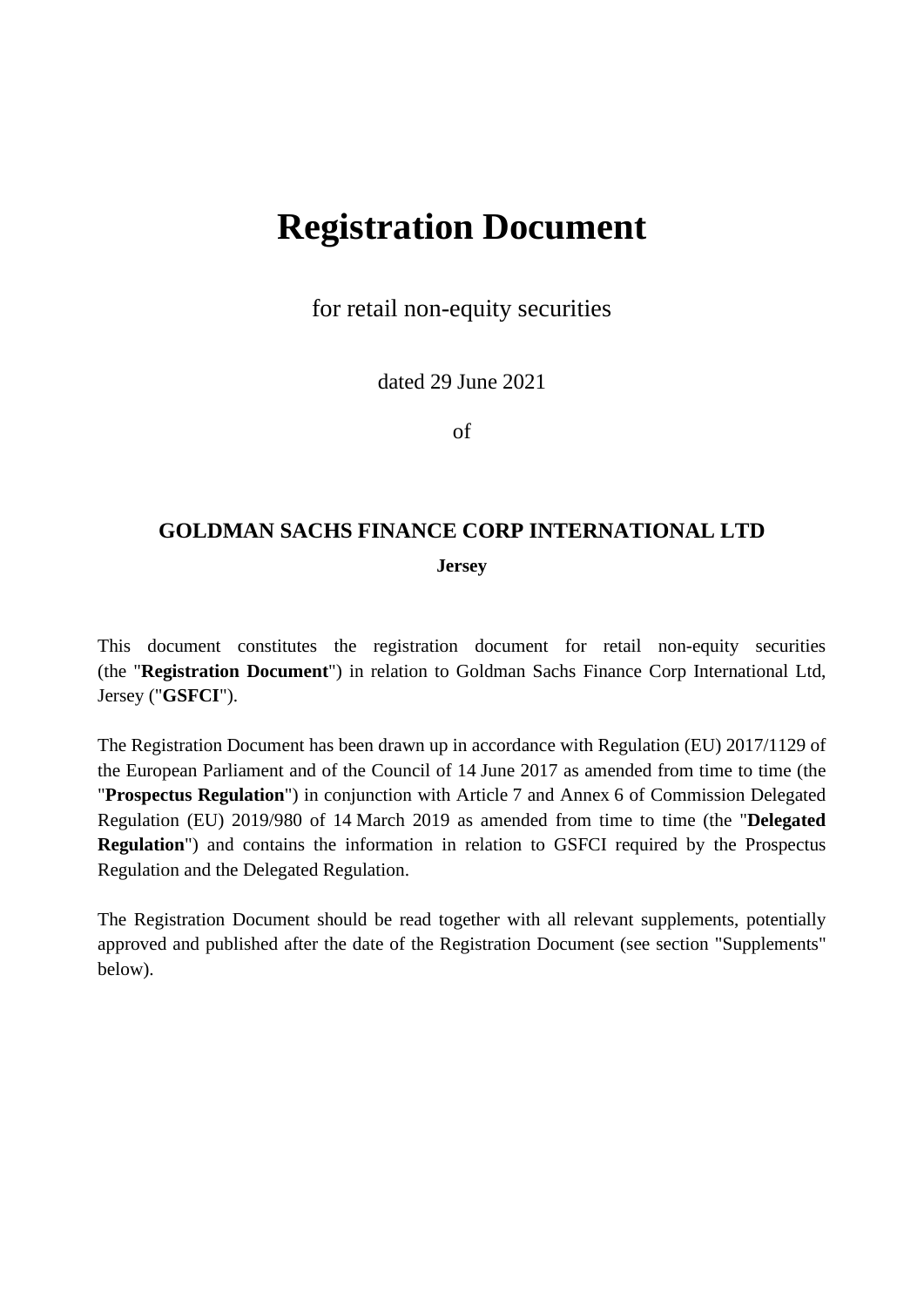# Registration Document

for retail non-equity securities

dated 29 June 2021

of

## GOLDMAN SACHS FINANCE CORP INTERNATIONAL LTD

**Jersey**

This document constitutes the registration document for retail non-equity securities (the "**Registration Document**") in relation to Goldman Sachs Finance Corp International Ltd, Jersey ("**GSFCI**").

The Registration Document has been drawn up in accordance with Regulation (EU) 2017/1129 of the European Parliament and of the Council of 14 June 2017 as amended from time to time (the "**Prospectus Regulation**") in conjunction with Article 7 and Annex 6 of Commission Delegated Regulation (EU) 2019/980 of 14 March 2019 as amended from time to time (the "**Delegated Regulation**") and contains the information in relation to GSFCI required by the Prospectus Regulation and the Delegated Regulation.

The Registration Document should be read together with all relevant supplements, potentially approved and published after the date of the Registration Document (see section "Supplements" below).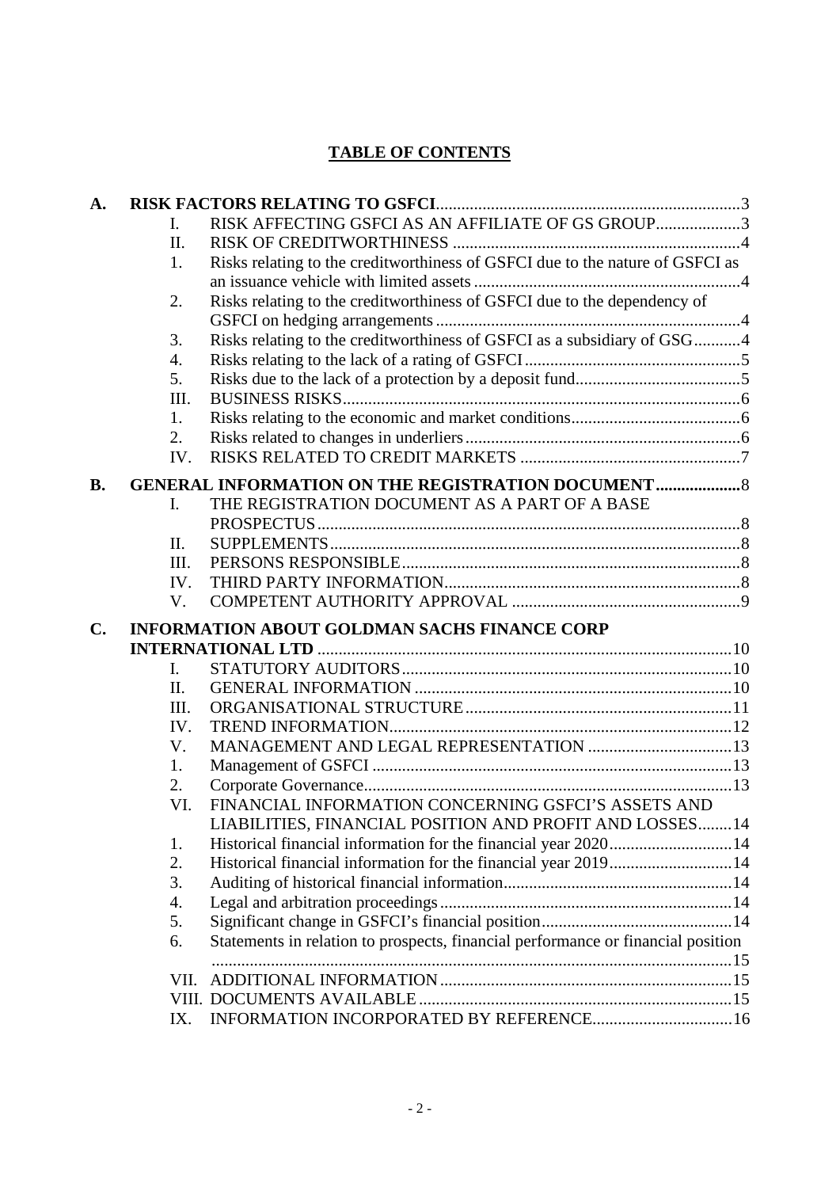# TABLE OF CONTENTS

| | | | |
|---|---|---|---|
| **A.** | **RISK FACTORS RELATING TO GSFCI** | | 3 |
| | I. | RISK AFFECTING GSFCI AS AN AFFILIATE OF GS GROUP | 3 |
| | II. | RISK OF CREDITWORTHINESS | 4 |
| | 1. | Risks relating to the creditworthiness of GSFCI due to the nature of GSFCI as an issuance vehicle with limited assets | 4 |
| | 2. | Risks relating to the creditworthiness of GSFCI due to the dependency of GSFCI on hedging arrangements | 4 |
| | 3. | Risks relating to the creditworthiness of GSFCI as a subsidiary of GSG | 4 |
| | 4. | Risks relating to the lack of a rating of GSFCI | 5 |
| | 5. | Risks due to the lack of a protection by a deposit fund | 5 |
| | III. | BUSINESS RISKS | 6 |
| | 1. | Risks relating to the economic and market conditions | 6 |
| | 2. | Risks related to changes in underliers | 6 |
| | IV. | RISKS RELATED TO CREDIT MARKETS | 7 |
| **B.** | **GENERAL INFORMATION ON THE REGISTRATION DOCUMENT** | | **8** |
| | I. | THE REGISTRATION DOCUMENT AS A PART OF A BASE PROSPECTUS | 8 |
| | II. | SUPPLEMENTS | 8 |
| | III. | PERSONS RESPONSIBLE | 8 |
| | IV. | THIRD PARTY INFORMATION | 8 |
| | V. | COMPETENT AUTHORITY APPROVAL | 9 |
| **C.** | **INFORMATION ABOUT GOLDMAN SACHS FINANCE CORP INTERNATIONAL LTD** | | 10 |
| | I. | STATUTORY AUDITORS | 10 |
| | II. | GENERAL INFORMATION | 10 |
| | III. | ORGANISATIONAL STRUCTURE | 11 |
| | IV. | TREND INFORMATION | 12 |
| | V. | MANAGEMENT AND LEGAL REPRESENTATION | 13 |
| | 1. | Management of GSFCI | 13 |
| | 2. | Corporate Governance | 13 |
| | VI. | FINANCIAL INFORMATION CONCERNING GSFCI'S ASSETS AND LIABILITIES, FINANCIAL POSITION AND PROFIT AND LOSSES | 14 |
| | 1. | Historical financial information for the financial year 2020 | 14 |
| | 2. | Historical financial information for the financial year 2019 | 14 |
| | 3. | Auditing of historical financial information | 14 |
| | 4. | Legal and arbitration proceedings | 14 |
| | 5. | Significant change in GSFCI's financial position | 14 |
| | 6. | Statements in relation to prospects, financial performance or financial position | 15 |
| | VII. | ADDITIONAL INFORMATION | 15 |
| | VIII. | DOCUMENTS AVAILABLE | 15 |
| | IX. | INFORMATION INCORPORATED BY REFERENCE | 16 |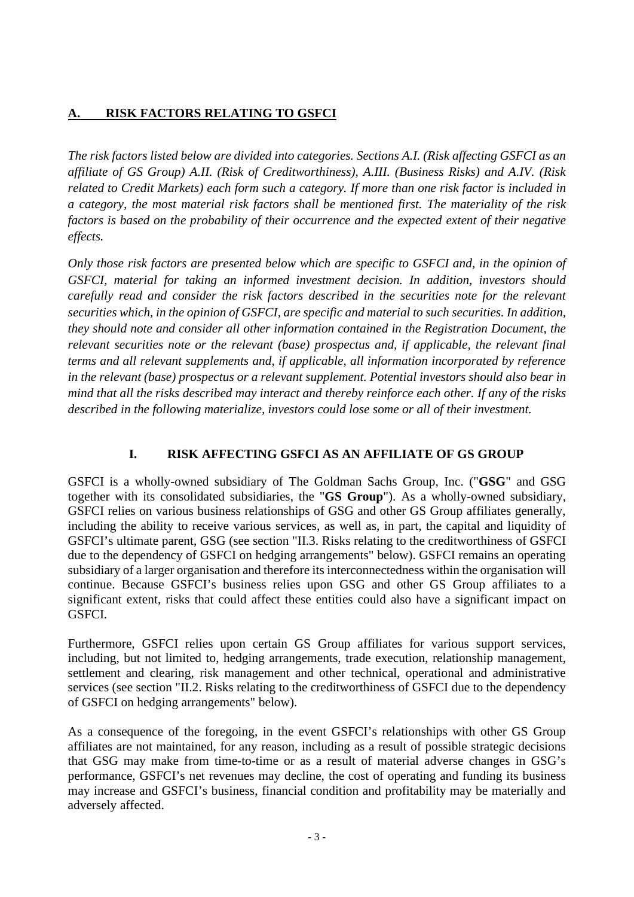## A. RISK FACTORS RELATING TO GSFCI

*The risk factors listed below are divided into categories. Sections A.I. (Risk affecting GSFCI as an affiliate of GS Group) A.II. (Risk of Creditworthiness), A.III. (Business Risks) and A.IV. (Risk related to Credit Markets) each form such a category. If more than one risk factor is included in a category, the most material risk factors shall be mentioned first. The materiality of the risk factors is based on the probability of their occurrence and the expected extent of their negative effects.*

*Only those risk factors are presented below which are specific to GSFCI and, in the opinion of GSFCI, material for taking an informed investment decision. In addition, investors should carefully read and consider the risk factors described in the securities note for the relevant securities which, in the opinion of GSFCI, are specific and material to such securities. In addition, they should note and consider all other information contained in the Registration Document, the relevant securities note or the relevant (base) prospectus and, if applicable, the relevant final terms and all relevant supplements and, if applicable, all information incorporated by reference in the relevant (base) prospectus or a relevant supplement. Potential investors should also bear in mind that all the risks described may interact and thereby reinforce each other. If any of the risks described in the following materialize, investors could lose some or all of their investment.*

### I. RISK AFFECTING GSFCI AS AN AFFILIATE OF GS GROUP

GSFCI is a wholly-owned subsidiary of The Goldman Sachs Group, Inc. ("**GSG**" and GSG together with its consolidated subsidiaries, the "**GS Group**"). As a wholly-owned subsidiary, GSFCI relies on various business relationships of GSG and other GS Group affiliates generally, including the ability to receive various services, as well as, in part, the capital and liquidity of GSFCI's ultimate parent, GSG (see section "II.3. Risks relating to the creditworthiness of GSFCI due to the dependency of GSFCI on hedging arrangements" below). GSFCI remains an operating subsidiary of a larger organisation and therefore its interconnectedness within the organisation will continue. Because GSFCI's business relies upon GSG and other GS Group affiliates to a significant extent, risks that could affect these entities could also have a significant impact on GSFCI.

Furthermore, GSFCI relies upon certain GS Group affiliates for various support services, including, but not limited to, hedging arrangements, trade execution, relationship management, settlement and clearing, risk management and other technical, operational and administrative services (see section "II.2. Risks relating to the creditworthiness of GSFCI due to the dependency of GSFCI on hedging arrangements" below).

As a consequence of the foregoing, in the event GSFCI's relationships with other GS Group affiliates are not maintained, for any reason, including as a result of possible strategic decisions that GSG may make from time-to-time or as a result of material adverse changes in GSG's performance, GSFCI's net revenues may decline, the cost of operating and funding its business may increase and GSFCI's business, financial condition and profitability may be materially and adversely affected.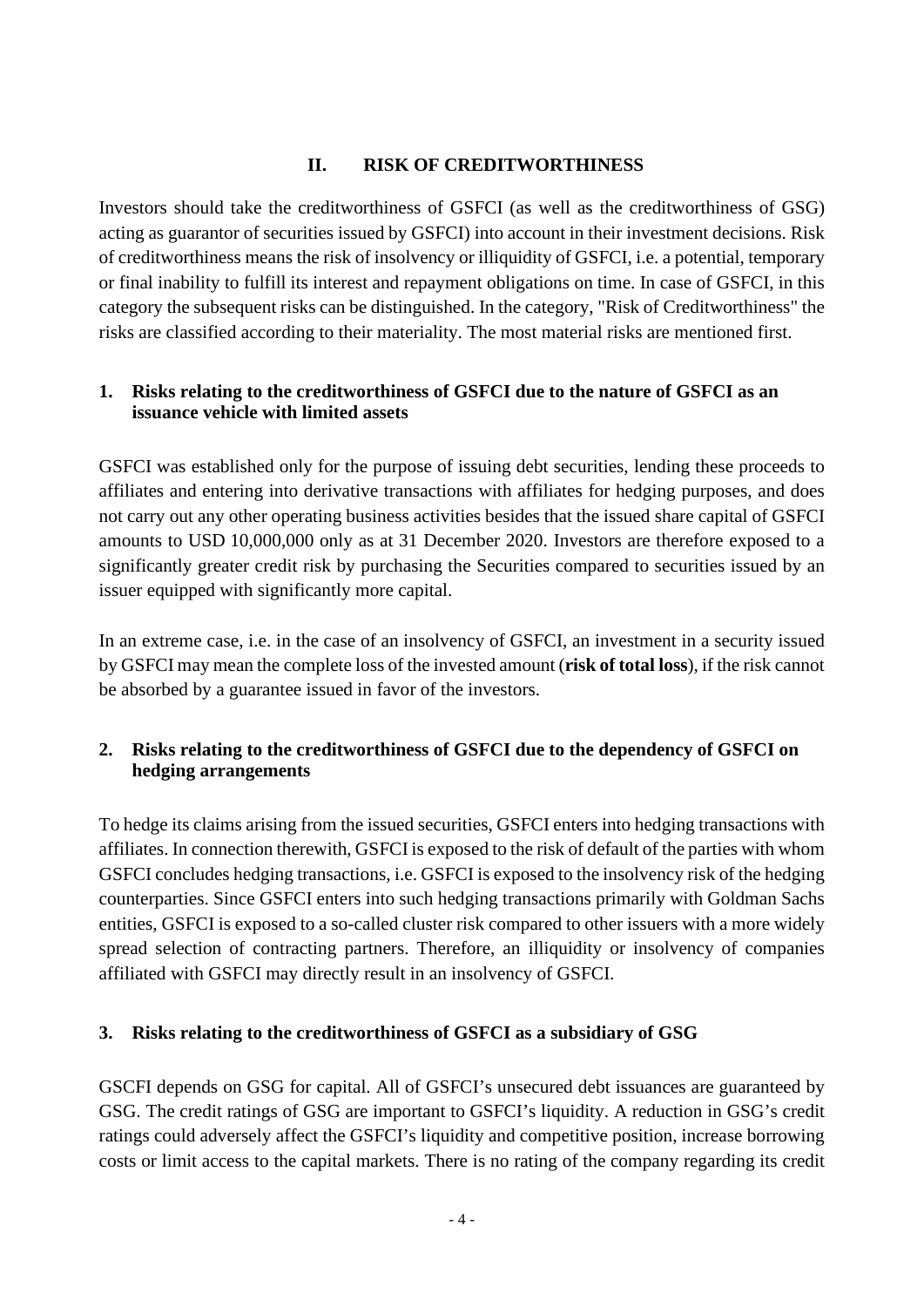## II. RISK OF CREDITWORTHINESS

Investors should take the creditworthiness of GSFCI (as well as the creditworthiness of GSG) acting as guarantor of securities issued by GSFCI) into account in their investment decisions. Risk of creditworthiness means the risk of insolvency or illiquidity of GSFCI, i.e. a potential, temporary or final inability to fulfill its interest and repayment obligations on time. In case of GSFCI, in this category the subsequent risks can be distinguished. In the category, "Risk of Creditworthiness" the risks are classified according to their materiality. The most material risks are mentioned first.

### 1. Risks relating to the creditworthiness of GSFCI due to the nature of GSFCI as an issuance vehicle with limited assets

GSFCI was established only for the purpose of issuing debt securities, lending these proceeds to affiliates and entering into derivative transactions with affiliates for hedging purposes, and does not carry out any other operating business activities besides that the issued share capital of GSFCI amounts to USD 10,000,000 only as at 31 December 2020. Investors are therefore exposed to a significantly greater credit risk by purchasing the Securities compared to securities issued by an issuer equipped with significantly more capital.

In an extreme case, i.e. in the case of an insolvency of GSFCI, an investment in a security issued by GSFCI may mean the complete loss of the invested amount (**risk of total loss**), if the risk cannot be absorbed by a guarantee issued in favor of the investors.

### 2. Risks relating to the creditworthiness of GSFCI due to the dependency of GSFCI on hedging arrangements

To hedge its claims arising from the issued securities, GSFCI enters into hedging transactions with affiliates. In connection therewith, GSFCI is exposed to the risk of default of the parties with whom GSFCI concludes hedging transactions, i.e. GSFCI is exposed to the insolvency risk of the hedging counterparties. Since GSFCI enters into such hedging transactions primarily with Goldman Sachs entities, GSFCI is exposed to a so-called cluster risk compared to other issuers with a more widely spread selection of contracting partners. Therefore, an illiquidity or insolvency of companies affiliated with GSFCI may directly result in an insolvency of GSFCI.

### 3. Risks relating to the creditworthiness of GSFCI as a subsidiary of GSG

GSCFI depends on GSG for capital. All of GSFCI's unsecured debt issuances are guaranteed by GSG. The credit ratings of GSG are important to GSFCI's liquidity. A reduction in GSG's credit ratings could adversely affect the GSFCI's liquidity and competitive position, increase borrowing costs or limit access to the capital markets. There is no rating of the company regarding its credit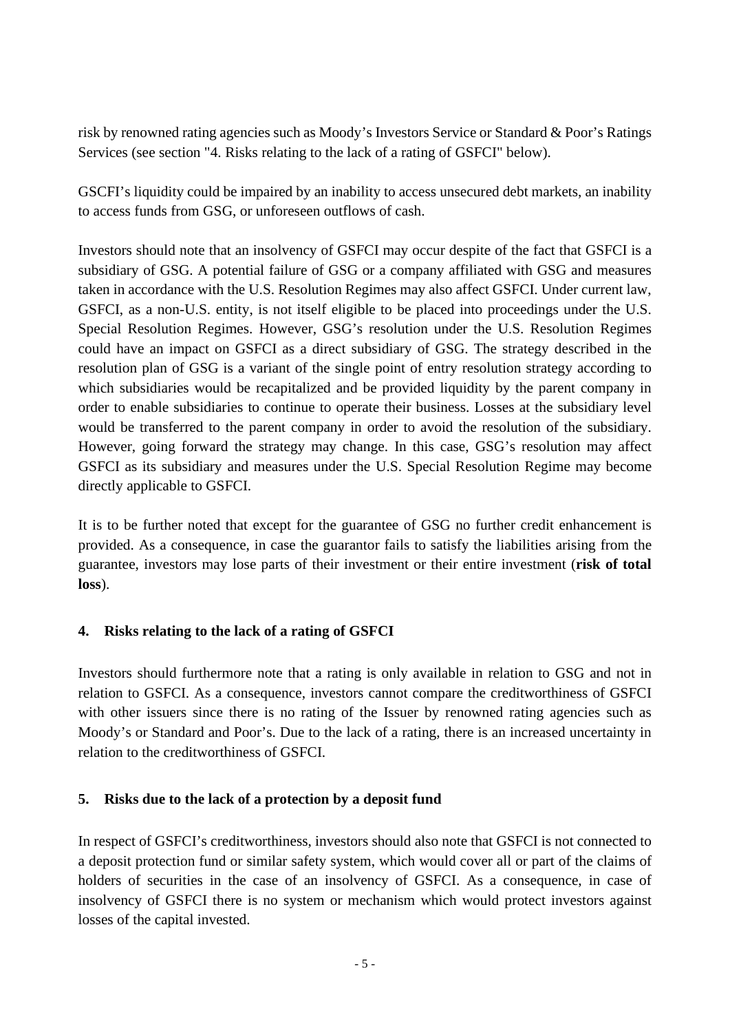risk by renowned rating agencies such as Moody's Investors Service or Standard & Poor's Ratings Services (see section "4. Risks relating to the lack of a rating of GSFCI" below).

GSCFI's liquidity could be impaired by an inability to access unsecured debt markets, an inability to access funds from GSG, or unforeseen outflows of cash.

Investors should note that an insolvency of GSFCI may occur despite of the fact that GSFCI is a subsidiary of GSG. A potential failure of GSG or a company affiliated with GSG and measures taken in accordance with the U.S. Resolution Regimes may also affect GSFCI. Under current law, GSFCI, as a non-U.S. entity, is not itself eligible to be placed into proceedings under the U.S. Special Resolution Regimes. However, GSG's resolution under the U.S. Resolution Regimes could have an impact on GSFCI as a direct subsidiary of GSG. The strategy described in the resolution plan of GSG is a variant of the single point of entry resolution strategy according to which subsidiaries would be recapitalized and be provided liquidity by the parent company in order to enable subsidiaries to continue to operate their business. Losses at the subsidiary level would be transferred to the parent company in order to avoid the resolution of the subsidiary. However, going forward the strategy may change. In this case, GSG's resolution may affect GSFCI as its subsidiary and measures under the U.S. Special Resolution Regime may become directly applicable to GSFCI.

It is to be further noted that except for the guarantee of GSG no further credit enhancement is provided. As a consequence, in case the guarantor fails to satisfy the liabilities arising from the guarantee, investors may lose parts of their investment or their entire investment (**risk of total loss**).

## 4. Risks relating to the lack of a rating of GSFCI

Investors should furthermore note that a rating is only available in relation to GSG and not in relation to GSFCI. As a consequence, investors cannot compare the creditworthiness of GSFCI with other issuers since there is no rating of the Issuer by renowned rating agencies such as Moody's or Standard and Poor's. Due to the lack of a rating, there is an increased uncertainty in relation to the creditworthiness of GSFCI.

## 5. Risks due to the lack of a protection by a deposit fund

In respect of GSFCI's creditworthiness, investors should also note that GSFCI is not connected to a deposit protection fund or similar safety system, which would cover all or part of the claims of holders of securities in the case of an insolvency of GSFCI. As a consequence, in case of insolvency of GSFCI there is no system or mechanism which would protect investors against losses of the capital invested.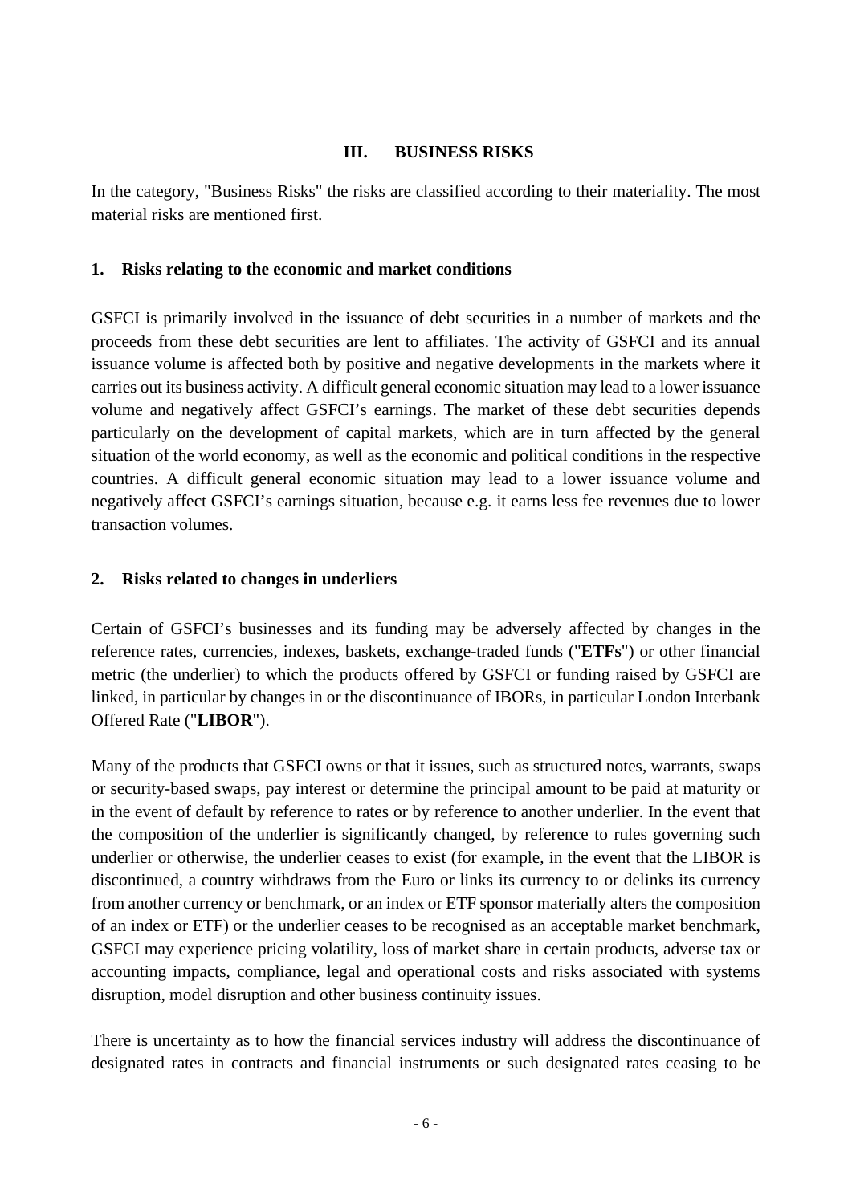## III. BUSINESS RISKS

In the category, "Business Risks" the risks are classified according to their materiality. The most material risks are mentioned first.

### 1. Risks relating to the economic and market conditions

GSFCI is primarily involved in the issuance of debt securities in a number of markets and the proceeds from these debt securities are lent to affiliates. The activity of GSFCI and its annual issuance volume is affected both by positive and negative developments in the markets where it carries out its business activity. A difficult general economic situation may lead to a lower issuance volume and negatively affect GSFCI's earnings. The market of these debt securities depends particularly on the development of capital markets, which are in turn affected by the general situation of the world economy, as well as the economic and political conditions in the respective countries. A difficult general economic situation may lead to a lower issuance volume and negatively affect GSFCI's earnings situation, because e.g. it earns less fee revenues due to lower transaction volumes.

### 2. Risks related to changes in underliers

Certain of GSFCI's businesses and its funding may be adversely affected by changes in the reference rates, currencies, indexes, baskets, exchange-traded funds ("**ETFs**") or other financial metric (the underlier) to which the products offered by GSFCI or funding raised by GSFCI are linked, in particular by changes in or the discontinuance of IBORs, in particular London Interbank Offered Rate ("**LIBOR**").

Many of the products that GSFCI owns or that it issues, such as structured notes, warrants, swaps or security-based swaps, pay interest or determine the principal amount to be paid at maturity or in the event of default by reference to rates or by reference to another underlier. In the event that the composition of the underlier is significantly changed, by reference to rules governing such underlier or otherwise, the underlier ceases to exist (for example, in the event that the LIBOR is discontinued, a country withdraws from the Euro or links its currency to or delinks its currency from another currency or benchmark, or an index or ETF sponsor materially alters the composition of an index or ETF) or the underlier ceases to be recognised as an acceptable market benchmark, GSFCI may experience pricing volatility, loss of market share in certain products, adverse tax or accounting impacts, compliance, legal and operational costs and risks associated with systems disruption, model disruption and other business continuity issues.

There is uncertainty as to how the financial services industry will address the discontinuance of designated rates in contracts and financial instruments or such designated rates ceasing to be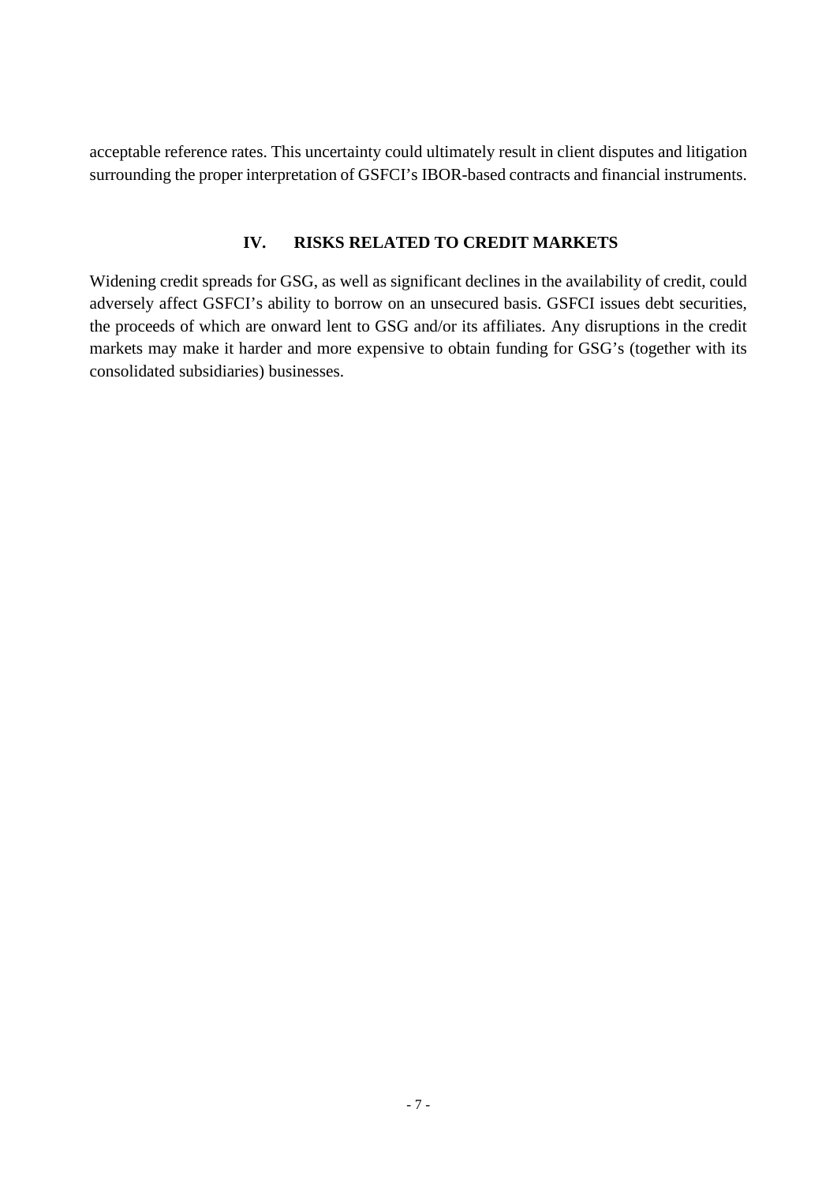acceptable reference rates. This uncertainty could ultimately result in client disputes and litigation surrounding the proper interpretation of GSFCI's IBOR-based contracts and financial instruments.

## IV. RISKS RELATED TO CREDIT MARKETS

Widening credit spreads for GSG, as well as significant declines in the availability of credit, could adversely affect GSFCI's ability to borrow on an unsecured basis. GSFCI issues debt securities, the proceeds of which are onward lent to GSG and/or its affiliates. Any disruptions in the credit markets may make it harder and more expensive to obtain funding for GSG's (together with its consolidated subsidiaries) businesses.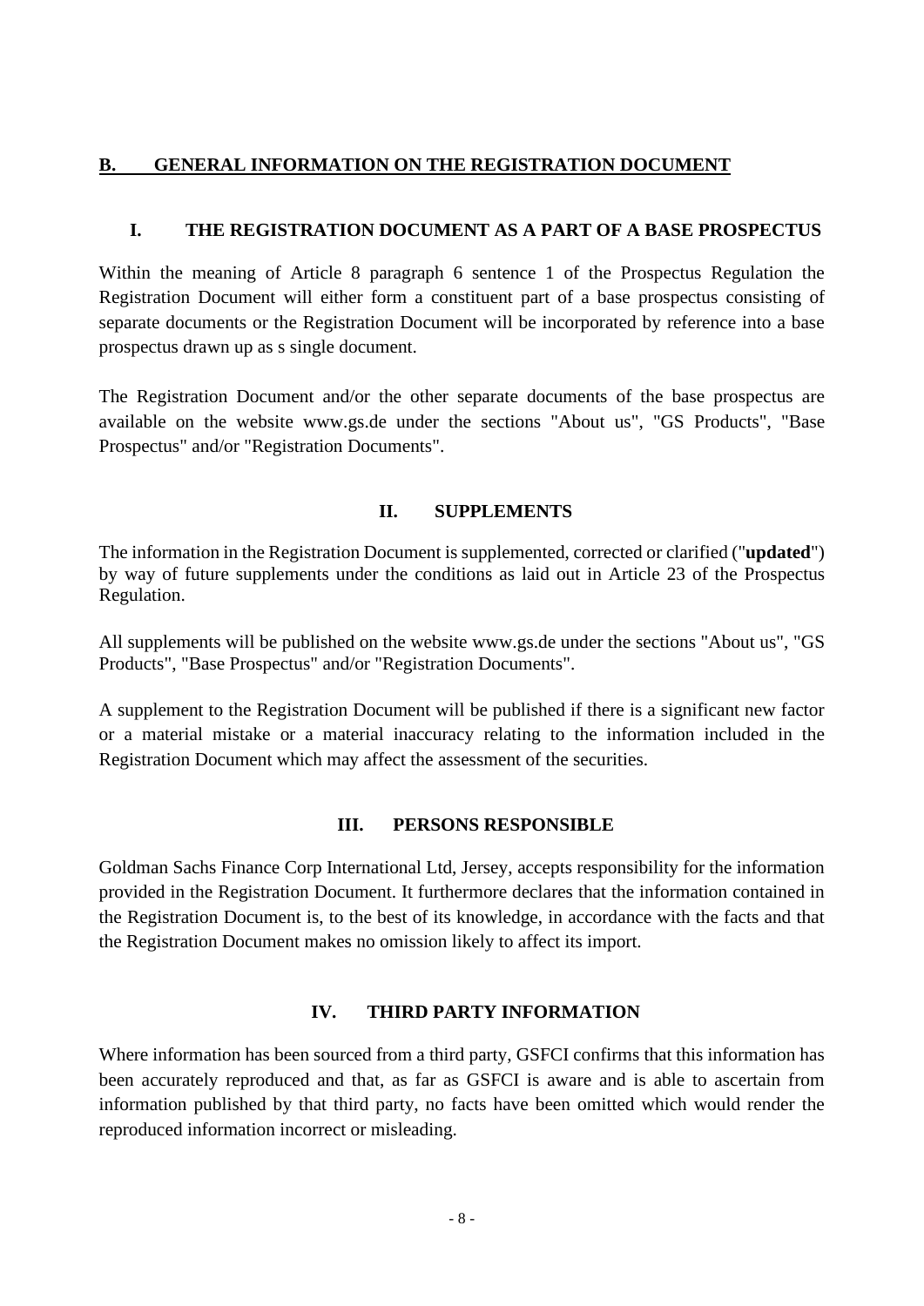## B. GENERAL INFORMATION ON THE REGISTRATION DOCUMENT

### I. THE REGISTRATION DOCUMENT AS A PART OF A BASE PROSPECTUS

Within the meaning of Article 8 paragraph 6 sentence 1 of the Prospectus Regulation the Registration Document will either form a constituent part of a base prospectus consisting of separate documents or the Registration Document will be incorporated by reference into a base prospectus drawn up as s single document.

The Registration Document and/or the other separate documents of the base prospectus are available on the website www.gs.de under the sections "About us", "GS Products", "Base Prospectus" and/or "Registration Documents".

### II. SUPPLEMENTS

The information in the Registration Document is supplemented, corrected or clarified ("**updated**") by way of future supplements under the conditions as laid out in Article 23 of the Prospectus Regulation.

All supplements will be published on the website www.gs.de under the sections "About us", "GS Products", "Base Prospectus" and/or "Registration Documents".

A supplement to the Registration Document will be published if there is a significant new factor or a material mistake or a material inaccuracy relating to the information included in the Registration Document which may affect the assessment of the securities.

### III. PERSONS RESPONSIBLE

Goldman Sachs Finance Corp International Ltd, Jersey, accepts responsibility for the information provided in the Registration Document. It furthermore declares that the information contained in the Registration Document is, to the best of its knowledge, in accordance with the facts and that the Registration Document makes no omission likely to affect its import.

### IV. THIRD PARTY INFORMATION

Where information has been sourced from a third party, GSFCI confirms that this information has been accurately reproduced and that, as far as GSFCI is aware and is able to ascertain from information published by that third party, no facts have been omitted which would render the reproduced information incorrect or misleading.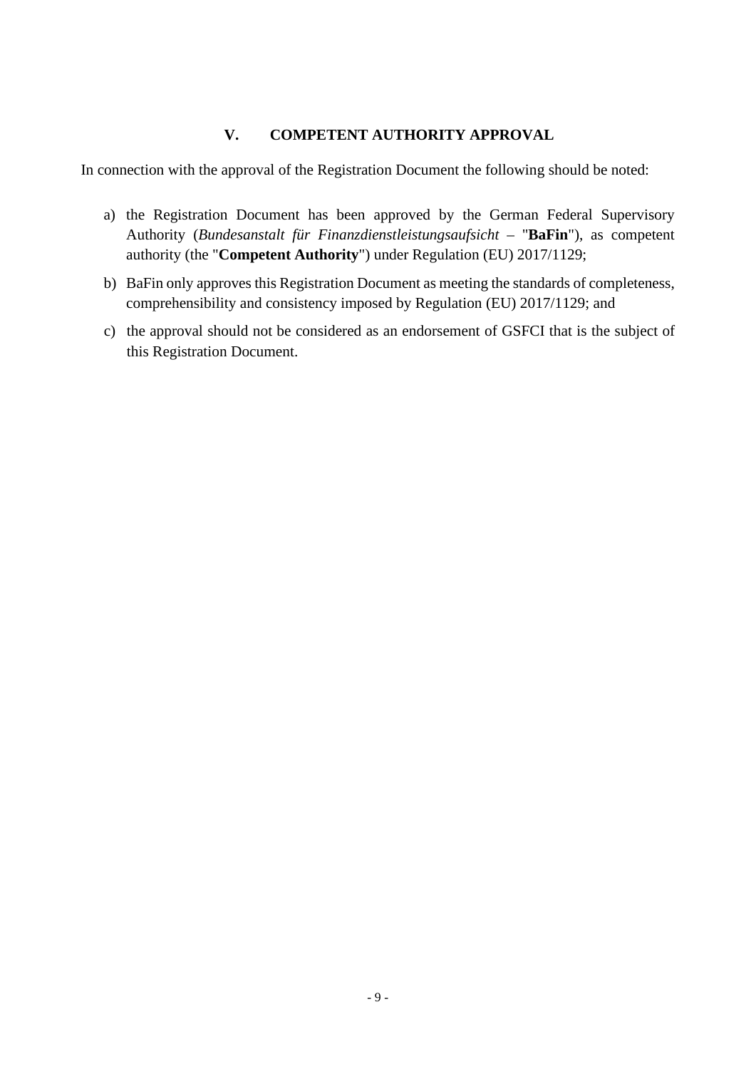## V. COMPETENT AUTHORITY APPROVAL

In connection with the approval of the Registration Document the following should be noted:

a) the Registration Document has been approved by the German Federal Supervisory Authority (*Bundesanstalt für Finanzdienstleistungsaufsicht* – "**BaFin**"), as competent authority (the "**Competent Authority**") under Regulation (EU) 2017/1129;

b) BaFin only approves this Registration Document as meeting the standards of completeness, comprehensibility and consistency imposed by Regulation (EU) 2017/1129; and

c) the approval should not be considered as an endorsement of GSFCI that is the subject of this Registration Document.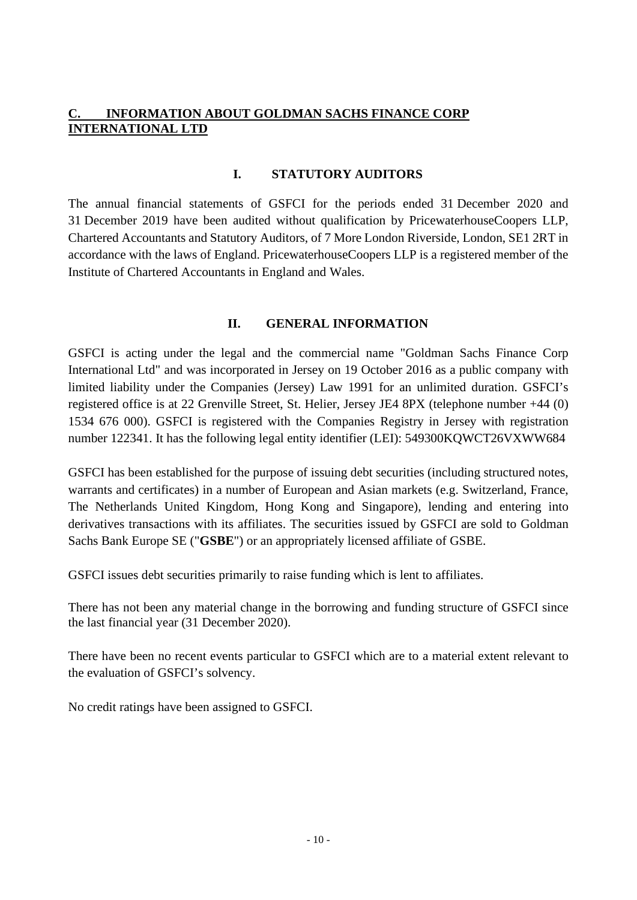## C. INFORMATION ABOUT GOLDMAN SACHS FINANCE CORP INTERNATIONAL LTD

### I. STATUTORY AUDITORS

The annual financial statements of GSFCI for the periods ended 31 December 2020 and 31 December 2019 have been audited without qualification by PricewaterhouseCoopers LLP, Chartered Accountants and Statutory Auditors, of 7 More London Riverside, London, SE1 2RT in accordance with the laws of England. PricewaterhouseCoopers LLP is a registered member of the Institute of Chartered Accountants in England and Wales.

### II. GENERAL INFORMATION

GSFCI is acting under the legal and the commercial name "Goldman Sachs Finance Corp International Ltd" and was incorporated in Jersey on 19 October 2016 as a public company with limited liability under the Companies (Jersey) Law 1991 for an unlimited duration. GSFCI's registered office is at 22 Grenville Street, St. Helier, Jersey JE4 8PX (telephone number +44 (0) 1534 676 000). GSFCI is registered with the Companies Registry in Jersey with registration number 122341. It has the following legal entity identifier (LEI): 549300KQWCT26VXWW684

GSFCI has been established for the purpose of issuing debt securities (including structured notes, warrants and certificates) in a number of European and Asian markets (e.g. Switzerland, France, The Netherlands United Kingdom, Hong Kong and Singapore), lending and entering into derivatives transactions with its affiliates. The securities issued by GSFCI are sold to Goldman Sachs Bank Europe SE ("**GSBE**") or an appropriately licensed affiliate of GSBE.

GSFCI issues debt securities primarily to raise funding which is lent to affiliates.

There has not been any material change in the borrowing and funding structure of GSFCI since the last financial year (31 December 2020).

There have been no recent events particular to GSFCI which are to a material extent relevant to the evaluation of GSFCI's solvency.

No credit ratings have been assigned to GSFCI.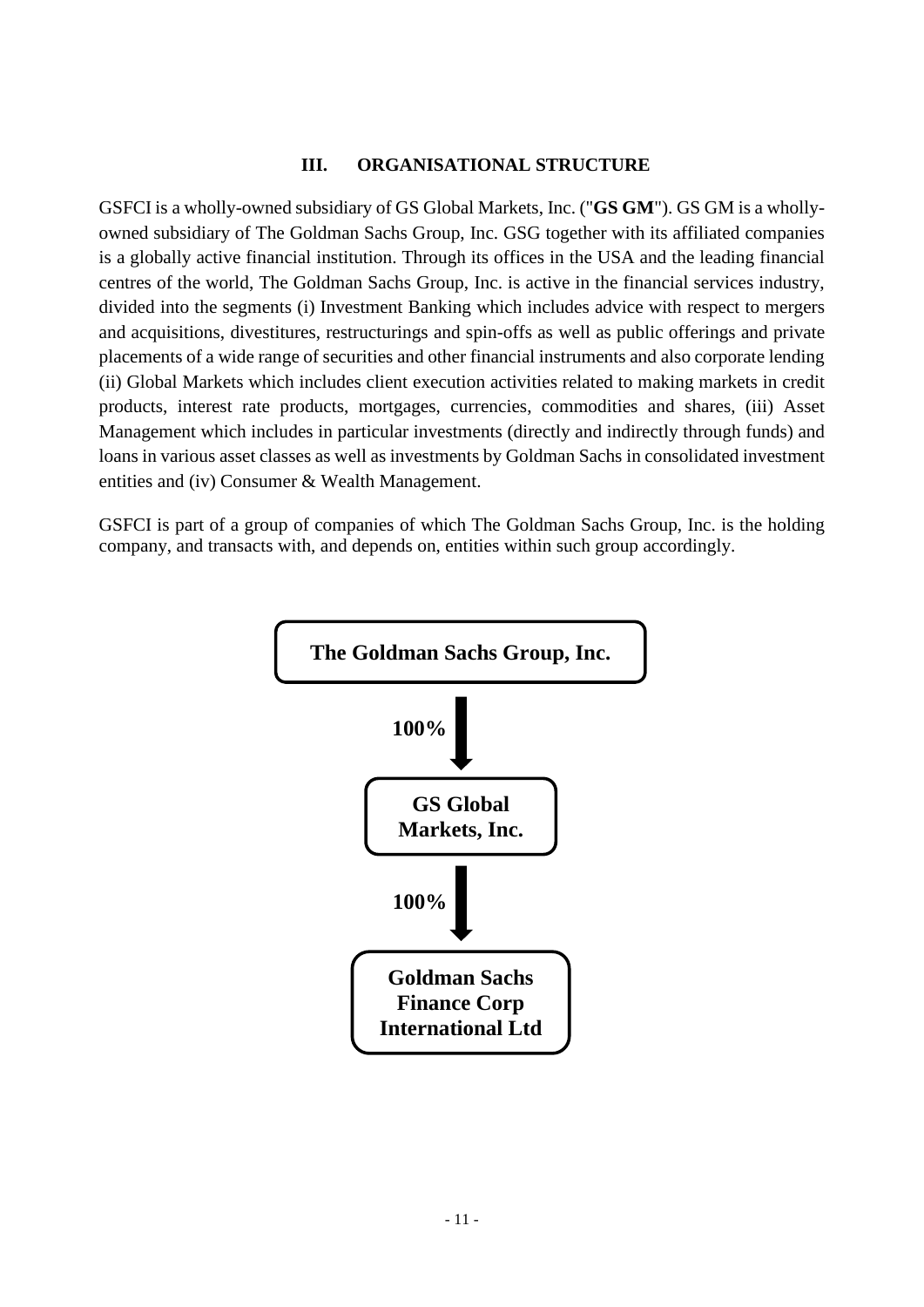## III. ORGANISATIONAL STRUCTURE

GSFCI is a wholly-owned subsidiary of GS Global Markets, Inc. ("**GS GM**"). GS GM is a wholly-owned subsidiary of The Goldman Sachs Group, Inc. GSG together with its affiliated companies is a globally active financial institution. Through its offices in the USA and the leading financial centres of the world, The Goldman Sachs Group, Inc. is active in the financial services industry, divided into the segments (i) Investment Banking which includes advice with respect to mergers and acquisitions, divestitures, restructurings and spin-offs as well as public offerings and private placements of a wide range of securities and other financial instruments and also corporate lending (ii) Global Markets which includes client execution activities related to making markets in credit products, interest rate products, mortgages, currencies, commodities and shares, (iii) Asset Management which includes in particular investments (directly and indirectly through funds) and loans in various asset classes as well as investments by Goldman Sachs in consolidated investment entities and (iv) Consumer & Wealth Management.

GSFCI is part of a group of companies of which The Goldman Sachs Group, Inc. is the holding company, and transacts with, and depends on, entities within such group accordingly.

**The Goldman Sachs Group, Inc.**

↓ **100%**

**GS Global Markets, Inc.**

↓ **100%**

**Goldman Sachs Finance Corp International Ltd**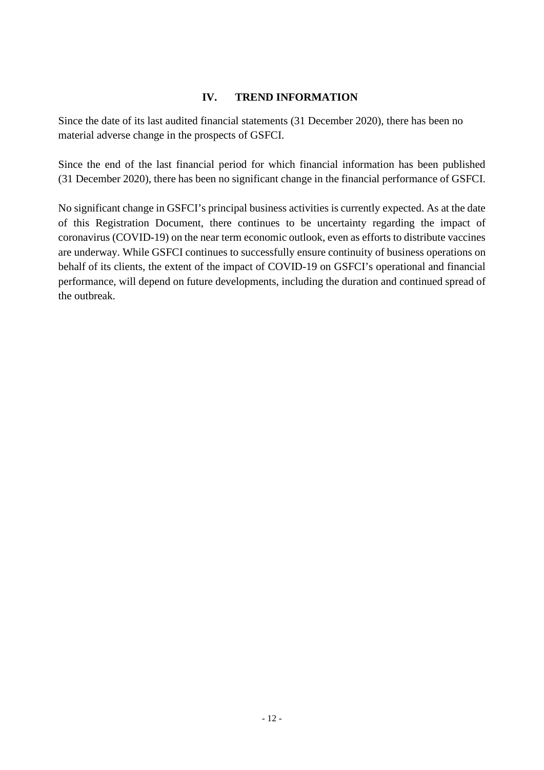## IV. TREND INFORMATION

Since the date of its last audited financial statements (31 December 2020), there has been no material adverse change in the prospects of GSFCI.

Since the end of the last financial period for which financial information has been published (31 December 2020), there has been no significant change in the financial performance of GSFCI.

No significant change in GSFCI's principal business activities is currently expected. As at the date of this Registration Document, there continues to be uncertainty regarding the impact of coronavirus (COVID-19) on the near term economic outlook, even as efforts to distribute vaccines are underway. While GSFCI continues to successfully ensure continuity of business operations on behalf of its clients, the extent of the impact of COVID-19 on GSFCI's operational and financial performance, will depend on future developments, including the duration and continued spread of the outbreak.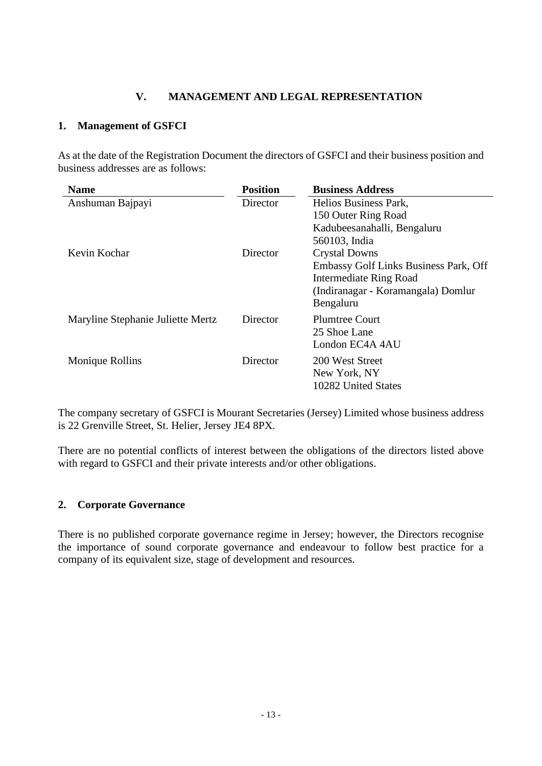# V. MANAGEMENT AND LEGAL REPRESENTATION

## 1. Management of GSFCI

As at the date of the Registration Document the directors of GSFCI and their business position and business addresses are as follows:

| Name | Position | Business Address |
|---|---|---|
| Anshuman Bajpayi | Director | Helios Business Park, 150 Outer Ring Road Kadubeesanahalli, Bengaluru 560103, India |
| Kevin Kochar | Director | Crystal Downs Embassy Golf Links Business Park, Off Intermediate Ring Road (Indiranagar - Koramangala) Domlur Bengaluru |
| Maryline Stephanie Juliette Mertz | Director | Plumtree Court 25 Shoe Lane London EC4A 4AU |
| Monique Rollins | Director | 200 West Street New York, NY 10282 United States |

The company secretary of GSFCI is Mourant Secretaries (Jersey) Limited whose business address is 22 Grenville Street, St. Helier, Jersey JE4 8PX.

There are no potential conflicts of interest between the obligations of the directors listed above with regard to GSFCI and their private interests and/or other obligations.

## 2. Corporate Governance

There is no published corporate governance regime in Jersey; however, the Directors recognise the importance of sound corporate governance and endeavour to follow best practice for a company of its equivalent size, stage of development and resources.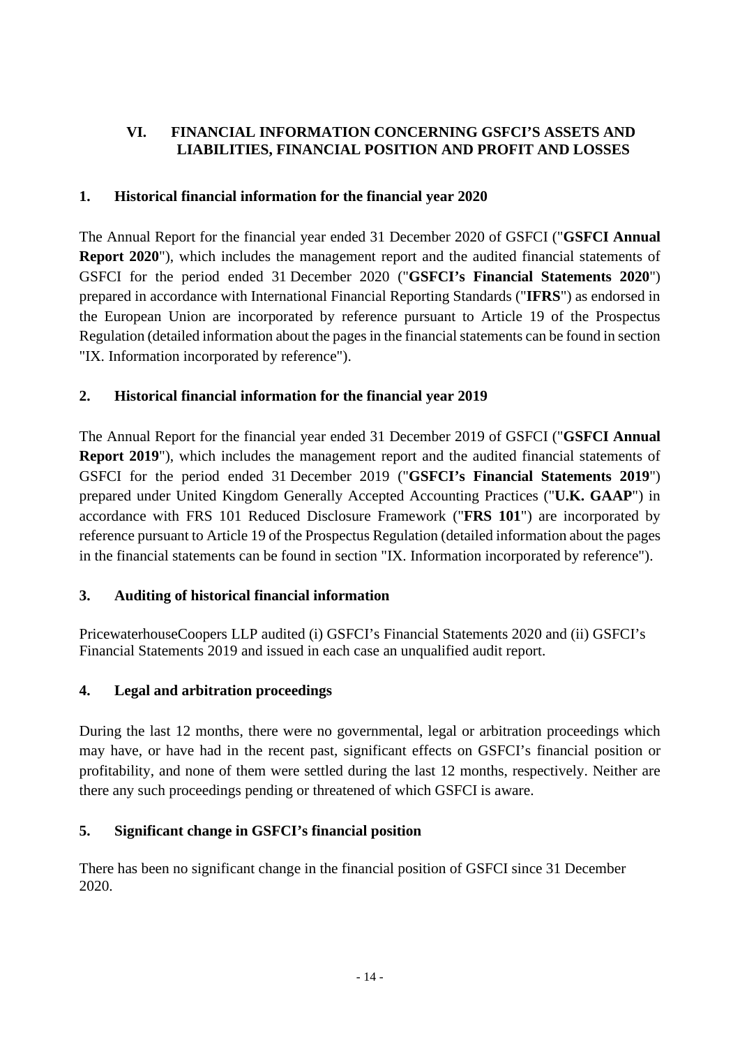# VI. FINANCIAL INFORMATION CONCERNING GSFCI'S ASSETS AND LIABILITIES, FINANCIAL POSITION AND PROFIT AND LOSSES

## 1. Historical financial information for the financial year 2020

The Annual Report for the financial year ended 31 December 2020 of GSFCI ("**GSFCI Annual Report 2020**"), which includes the management report and the audited financial statements of GSFCI for the period ended 31 December 2020 ("**GSFCI's Financial Statements 2020**") prepared in accordance with International Financial Reporting Standards ("**IFRS**") as endorsed in the European Union are incorporated by reference pursuant to Article 19 of the Prospectus Regulation (detailed information about the pages in the financial statements can be found in section "IX. Information incorporated by reference").

## 2. Historical financial information for the financial year 2019

The Annual Report for the financial year ended 31 December 2019 of GSFCI ("**GSFCI Annual Report 2019**"), which includes the management report and the audited financial statements of GSFCI for the period ended 31 December 2019 ("**GSFCI's Financial Statements 2019**") prepared under United Kingdom Generally Accepted Accounting Practices ("**U.K. GAAP**") in accordance with FRS 101 Reduced Disclosure Framework ("**FRS 101**") are incorporated by reference pursuant to Article 19 of the Prospectus Regulation (detailed information about the pages in the financial statements can be found in section "IX. Information incorporated by reference").

## 3. Auditing of historical financial information

PricewaterhouseCoopers LLP audited (i) GSFCI's Financial Statements 2020 and (ii) GSFCI's Financial Statements 2019 and issued in each case an unqualified audit report.

## 4. Legal and arbitration proceedings

During the last 12 months, there were no governmental, legal or arbitration proceedings which may have, or have had in the recent past, significant effects on GSFCI's financial position or profitability, and none of them were settled during the last 12 months, respectively. Neither are there any such proceedings pending or threatened of which GSFCI is aware.

## 5. Significant change in GSFCI's financial position

There has been no significant change in the financial position of GSFCI since 31 December 2020.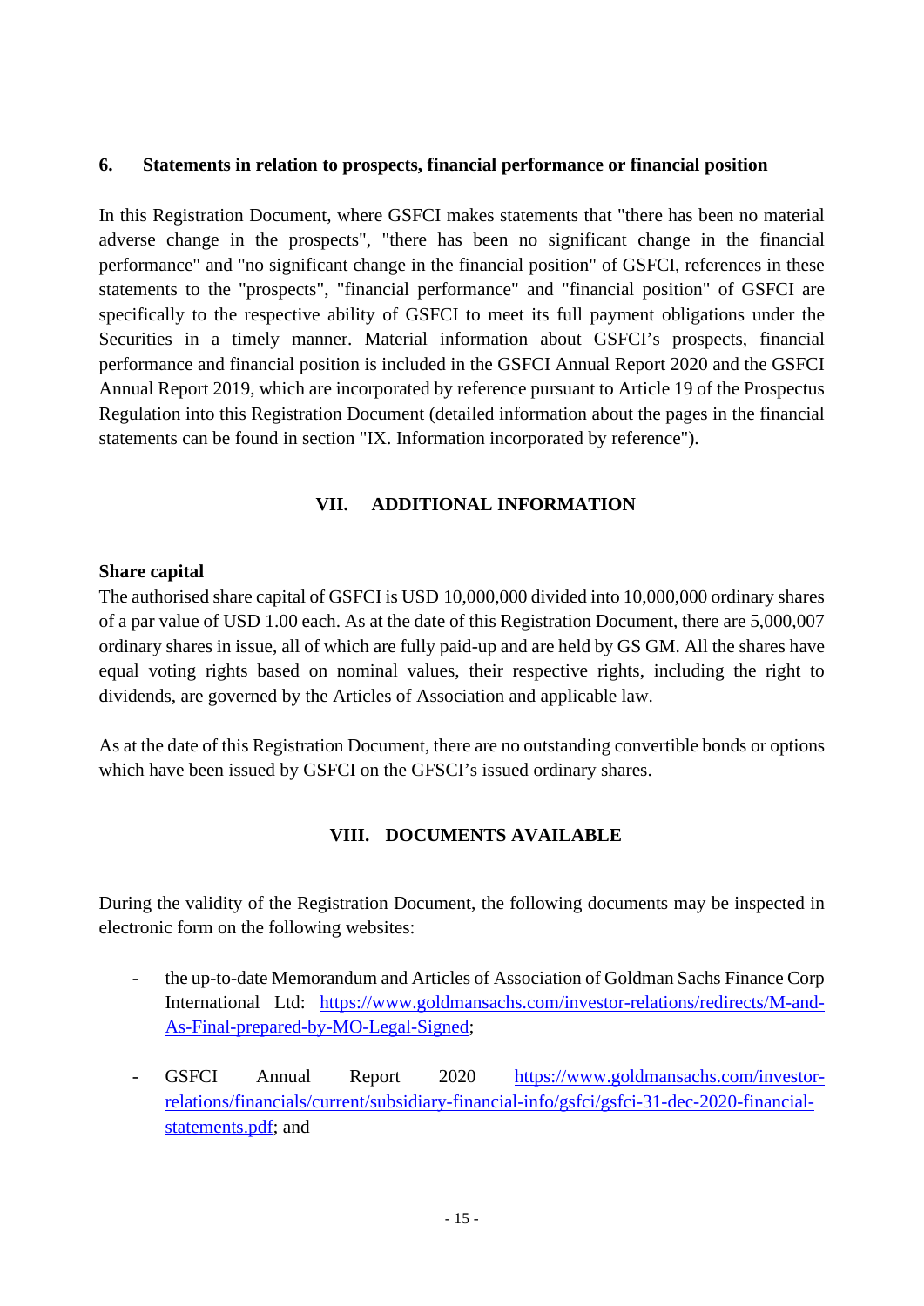### 6. Statements in relation to prospects, financial performance or financial position

In this Registration Document, where GSFCI makes statements that "there has been no material adverse change in the prospects", "there has been no significant change in the financial performance" and "no significant change in the financial position" of GSFCI, references in these statements to the "prospects", "financial performance" and "financial position" of GSFCI are specifically to the respective ability of GSFCI to meet its full payment obligations under the Securities in a timely manner. Material information about GSFCI's prospects, financial performance and financial position is included in the GSFCI Annual Report 2020 and the GSFCI Annual Report 2019, which are incorporated by reference pursuant to Article 19 of the Prospectus Regulation into this Registration Document (detailed information about the pages in the financial statements can be found in section "IX. Information incorporated by reference").

## VII. ADDITIONAL INFORMATION

**Share capital**

The authorised share capital of GSFCI is USD 10,000,000 divided into 10,000,000 ordinary shares of a par value of USD 1.00 each. As at the date of this Registration Document, there are 5,000,007 ordinary shares in issue, all of which are fully paid-up and are held by GS GM. All the shares have equal voting rights based on nominal values, their respective rights, including the right to dividends, are governed by the Articles of Association and applicable law.

As at the date of this Registration Document, there are no outstanding convertible bonds or options which have been issued by GSFCI on the GFSCI's issued ordinary shares.

## VIII. DOCUMENTS AVAILABLE

During the validity of the Registration Document, the following documents may be inspected in electronic form on the following websites:

- the up-to-date Memorandum and Articles of Association of Goldman Sachs Finance Corp International Ltd: https://www.goldmansachs.com/investor-relations/redirects/M-and-As-Final-prepared-by-MO-Legal-Signed;

- GSFCI Annual Report 2020 https://www.goldmansachs.com/investor-relations/financials/current/subsidiary-financial-info/gsfci/gsfci-31-dec-2020-financial-statements.pdf; and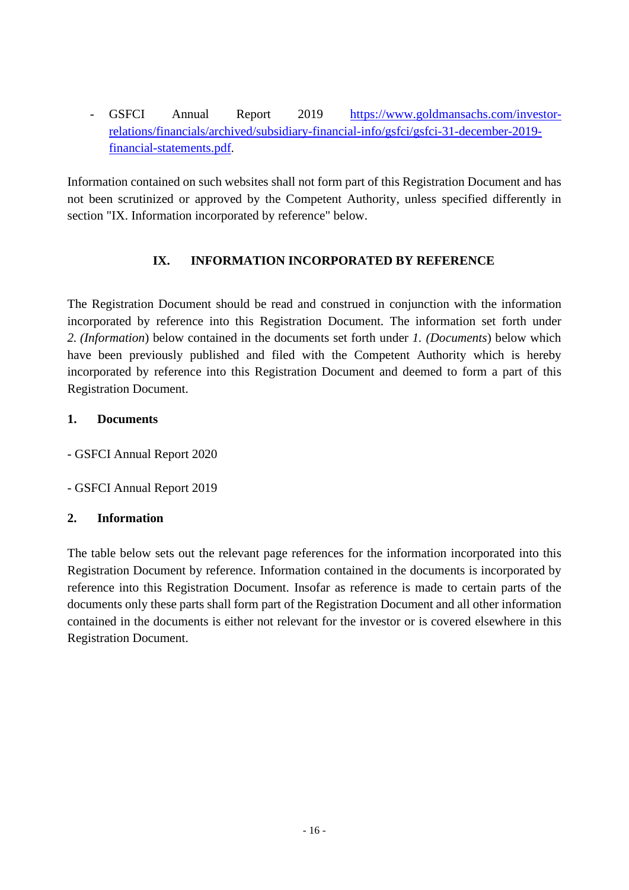- GSFCI Annual Report 2019 [https://www.goldmansachs.com/investor-relations/financials/archived/subsidiary-financial-info/gsfci/gsfci-31-december-2019-financial-statements.pdf](https://www.goldmansachs.com/investor-relations/financials/archived/subsidiary-financial-info/gsfci/gsfci-31-december-2019-financial-statements.pdf).

Information contained on such websites shall not form part of this Registration Document and has not been scrutinized or approved by the Competent Authority, unless specified differently in section "IX. Information incorporated by reference" below.

## IX. INFORMATION INCORPORATED BY REFERENCE

The Registration Document should be read and construed in conjunction with the information incorporated by reference into this Registration Document. The information set forth under *2. (Information*) below contained in the documents set forth under *1. (Documents*) below which have been previously published and filed with the Competent Authority which is hereby incorporated by reference into this Registration Document and deemed to form a part of this Registration Document.

### 1. Documents

- GSFCI Annual Report 2020

- GSFCI Annual Report 2019

### 2. Information

The table below sets out the relevant page references for the information incorporated into this Registration Document by reference. Information contained in the documents is incorporated by reference into this Registration Document. Insofar as reference is made to certain parts of the documents only these parts shall form part of the Registration Document and all other information contained in the documents is either not relevant for the investor or is covered elsewhere in this Registration Document.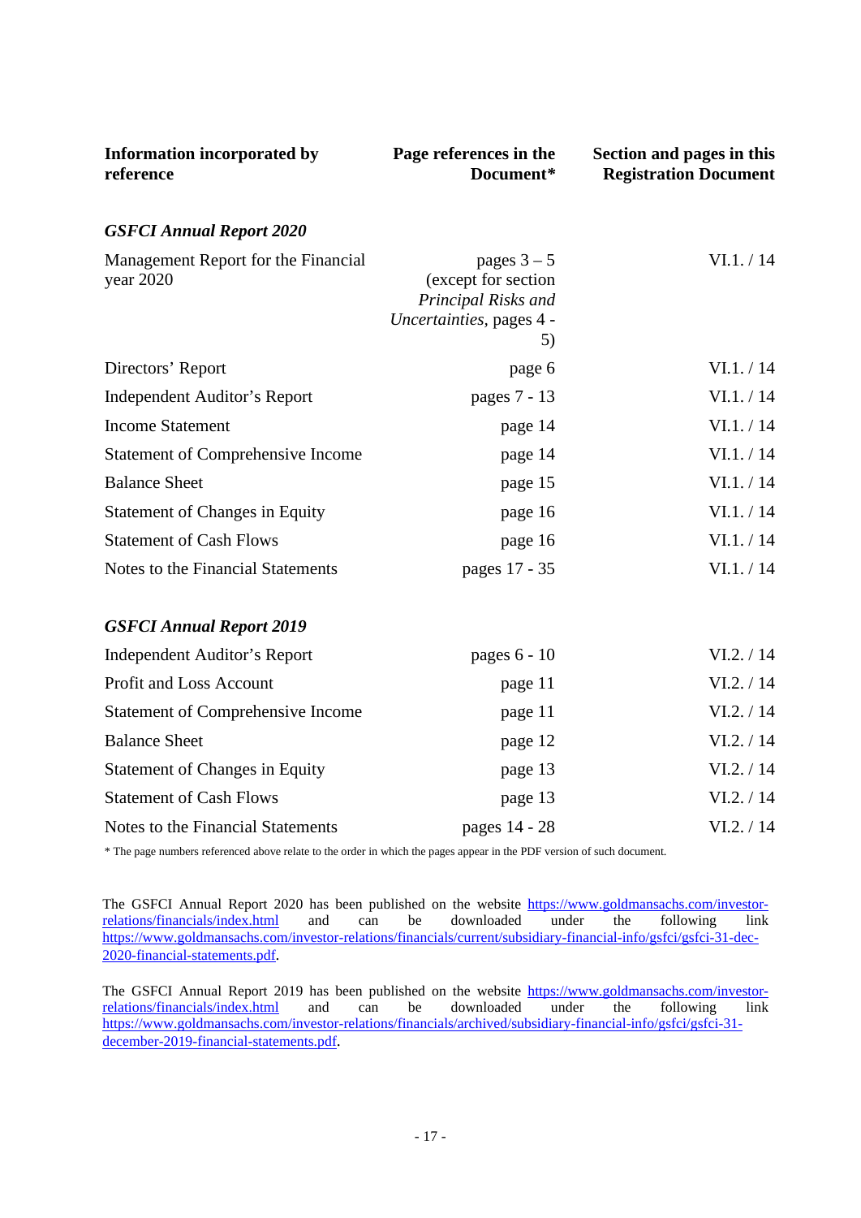| Information incorporated by reference | Page references in the Document* | Section and pages in this Registration Document |
|---|---|---|
| ***GSFCI Annual Report 2020*** | | |
| Management Report for the Financial year 2020 | pages 3 – 5 (except for section *Principal Risks and Uncertainties*, pages 4 - 5) | VI.1. / 14 |
| Directors' Report | page 6 | VI.1. / 14 |
| Independent Auditor's Report | pages 7 - 13 | VI.1. / 14 |
| Income Statement | page 14 | VI.1. / 14 |
| Statement of Comprehensive Income | page 14 | VI.1. / 14 |
| Balance Sheet | page 15 | VI.1. / 14 |
| Statement of Changes in Equity | page 16 | VI.1. / 14 |
| Statement of Cash Flows | page 16 | VI.1. / 14 |
| Notes to the Financial Statements | pages 17 - 35 | VI.1. / 14 |
| ***GSFCI Annual Report 2019*** | | |
| Independent Auditor's Report | pages 6 - 10 | VI.2. / 14 |
| Profit and Loss Account | page 11 | VI.2. / 14 |
| Statement of Comprehensive Income | page 11 | VI.2. / 14 |
| Balance Sheet | page 12 | VI.2. / 14 |
| Statement of Changes in Equity | page 13 | VI.2. / 14 |
| Statement of Cash Flows | page 13 | VI.2. / 14 |
| Notes to the Financial Statements | pages 14 - 28 | VI.2. / 14 |

* The page numbers referenced above relate to the order in which the pages appear in the PDF version of such document.

The GSFCI Annual Report 2020 has been published on the website https://www.goldmansachs.com/investor-relations/financials/index.html and can be downloaded under the following link https://www.goldmansachs.com/investor-relations/financials/current/subsidiary-financial-info/gsfci/gsfci-31-dec-2020-financial-statements.pdf.

The GSFCI Annual Report 2019 has been published on the website https://www.goldmansachs.com/investor-relations/financials/index.html and can be downloaded under the following link https://www.goldmansachs.com/investor-relations/financials/archived/subsidiary-financial-info/gsfci/gsfci-31-december-2019-financial-statements.pdf.